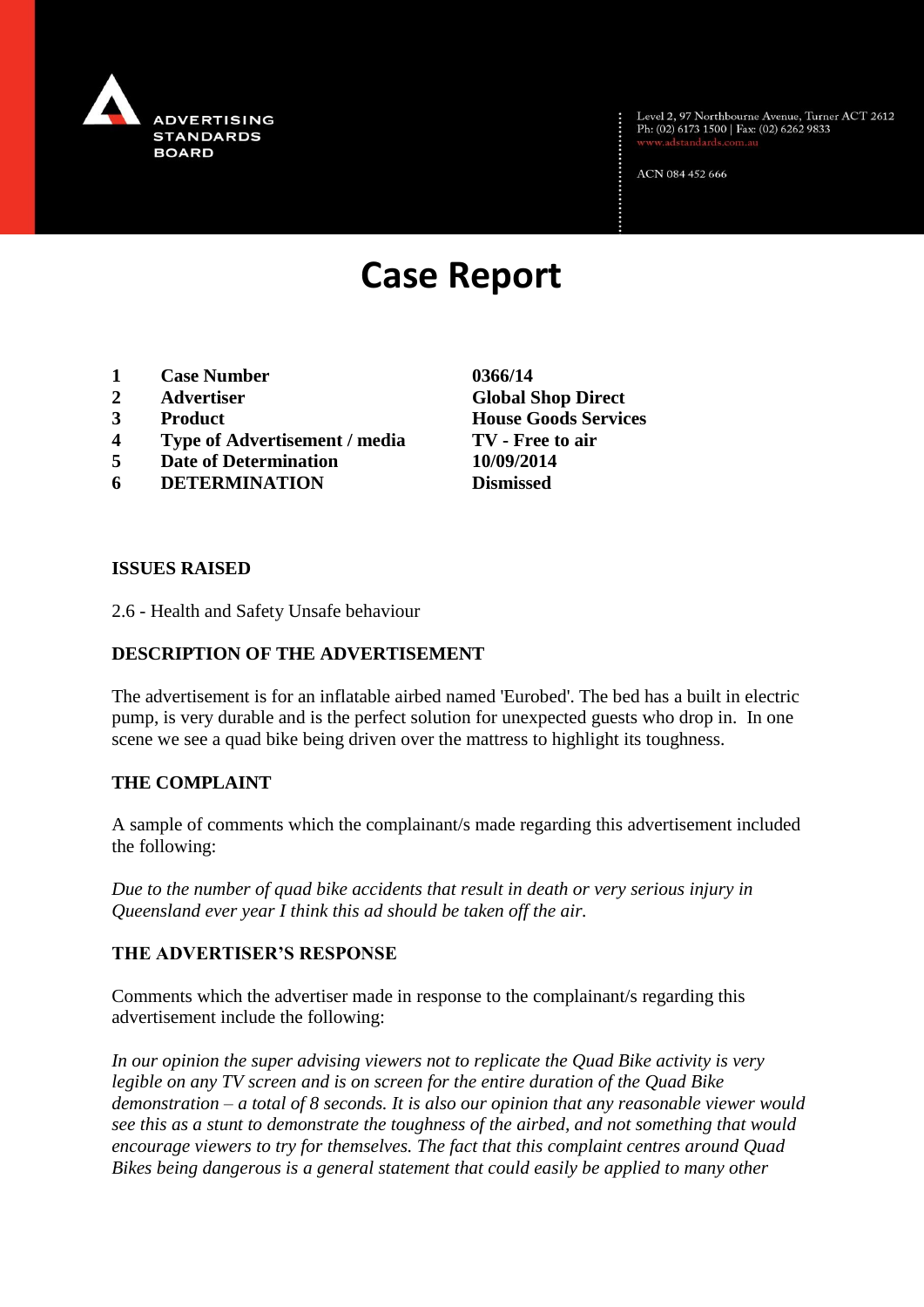ADVERTISING STANDARDS BOARD

Level 2, 97 Northbourne Avenue, Turner ACT 2612
Ph: (02) 6173 1500 | Fax: (02) 6262 9833
www.adstandards.com.au

ACN 084 452 666

# Case Report

| | | |
|---|---|---|
| **1** | **Case Number** | **0366/14** |
| **2** | **Advertiser** | **Global Shop Direct** |
| **3** | **Product** | **House Goods Services** |
| **4** | **Type of Advertisement / media** | **TV - Free to air** |
| **5** | **Date of Determination** | **10/09/2014** |
| **6** | **DETERMINATION** | **Dismissed** |

### ISSUES RAISED

2.6 - Health and Safety Unsafe behaviour

### DESCRIPTION OF THE ADVERTISEMENT

The advertisement is for an inflatable airbed named 'Eurobed'. The bed has a built in electric pump, is very durable and is the perfect solution for unexpected guests who drop in. In one scene we see a quad bike being driven over the mattress to highlight its toughness.

### THE COMPLAINT

A sample of comments which the complainant/s made regarding this advertisement included the following:

*Due to the number of quad bike accidents that result in death or very serious injury in Queensland ever year I think this ad should be taken off the air.*

### THE ADVERTISER'S RESPONSE

Comments which the advertiser made in response to the complainant/s regarding this advertisement include the following:

*In our opinion the super advising viewers not to replicate the Quad Bike activity is very legible on any TV screen and is on screen for the entire duration of the Quad Bike demonstration – a total of 8 seconds. It is also our opinion that any reasonable viewer would see this as a stunt to demonstrate the toughness of the airbed, and not something that would encourage viewers to try for themselves. The fact that this complaint centres around Quad Bikes being dangerous is a general statement that could easily be applied to many other*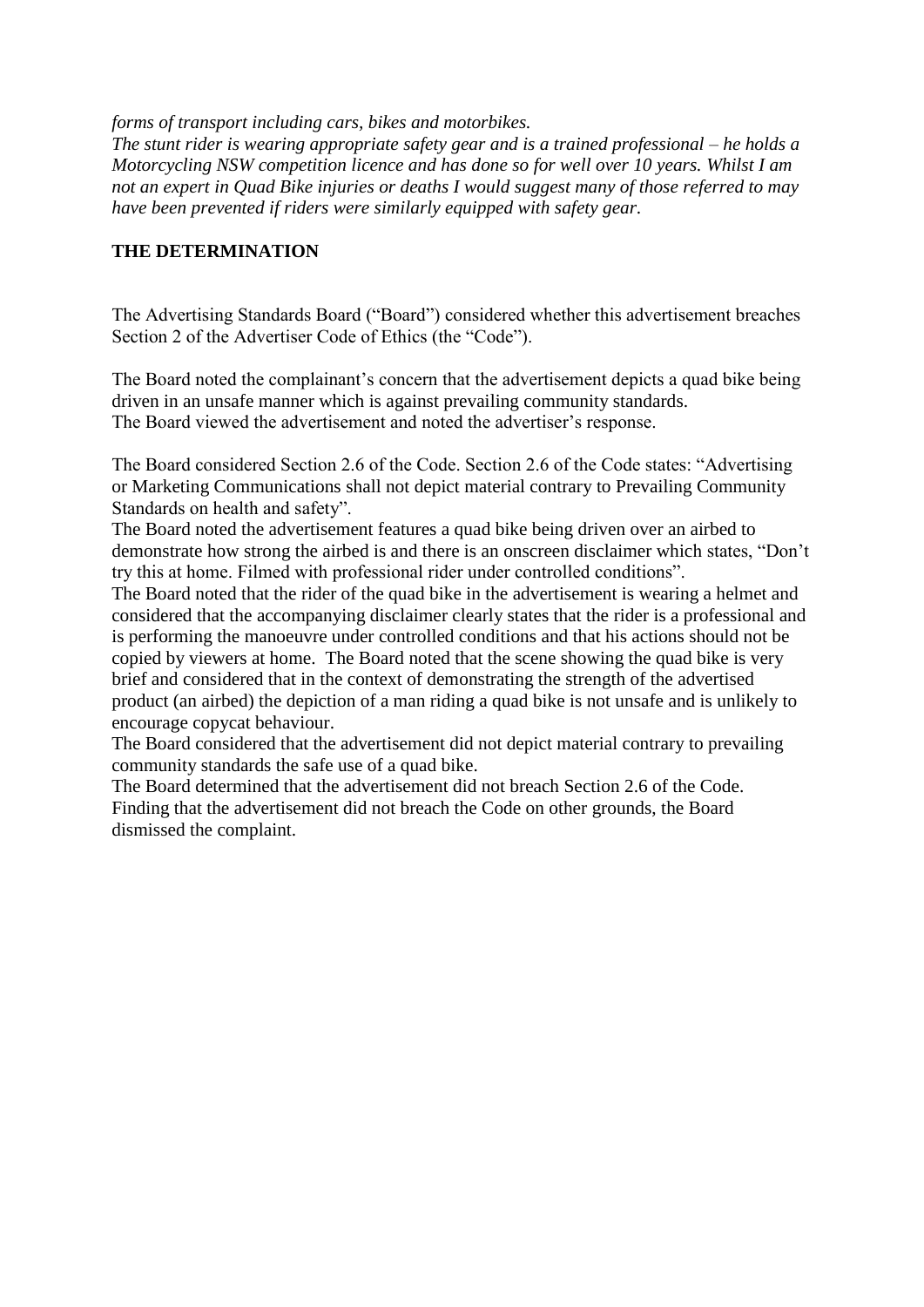*forms of transport including cars, bikes and motorbikes.*
*The stunt rider is wearing appropriate safety gear and is a trained professional – he holds a Motorcycling NSW competition licence and has done so for well over 10 years. Whilst I am not an expert in Quad Bike injuries or deaths I would suggest many of those referred to may have been prevented if riders were similarly equipped with safety gear.*

## THE DETERMINATION

The Advertising Standards Board ("Board") considered whether this advertisement breaches Section 2 of the Advertiser Code of Ethics (the "Code").

The Board noted the complainant's concern that the advertisement depicts a quad bike being driven in an unsafe manner which is against prevailing community standards.
The Board viewed the advertisement and noted the advertiser's response.

The Board considered Section 2.6 of the Code. Section 2.6 of the Code states: "Advertising or Marketing Communications shall not depict material contrary to Prevailing Community Standards on health and safety".
The Board noted the advertisement features a quad bike being driven over an airbed to demonstrate how strong the airbed is and there is an onscreen disclaimer which states, "Don't try this at home. Filmed with professional rider under controlled conditions".
The Board noted that the rider of the quad bike in the advertisement is wearing a helmet and considered that the accompanying disclaimer clearly states that the rider is a professional and is performing the manoeuvre under controlled conditions and that his actions should not be copied by viewers at home. The Board noted that the scene showing the quad bike is very brief and considered that in the context of demonstrating the strength of the advertised product (an airbed) the depiction of a man riding a quad bike is not unsafe and is unlikely to encourage copycat behaviour.
The Board considered that the advertisement did not depict material contrary to prevailing community standards the safe use of a quad bike.
The Board determined that the advertisement did not breach Section 2.6 of the Code.
Finding that the advertisement did not breach the Code on other grounds, the Board dismissed the complaint.